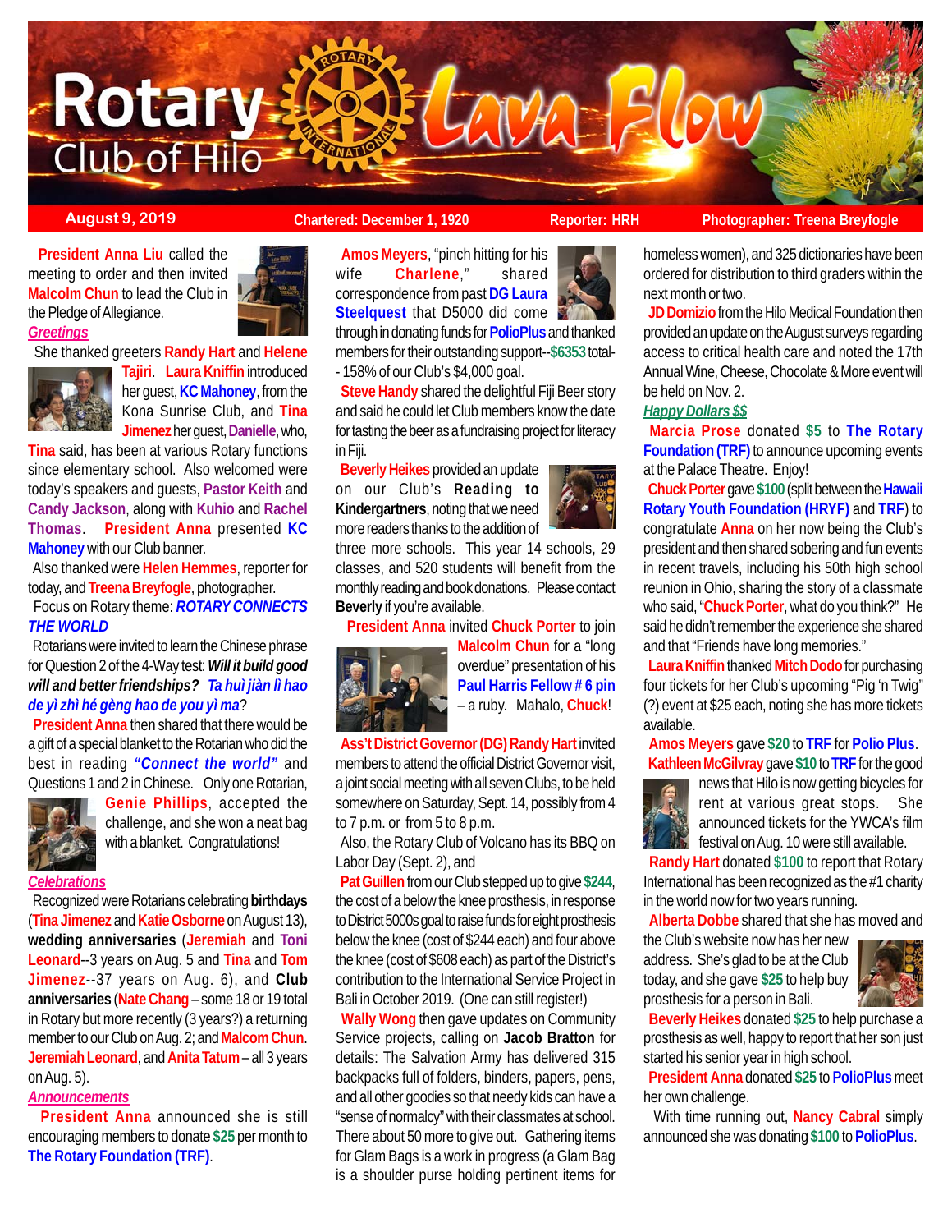# Rotary Club of Hilo Lava Flow

**August 9, 2019** | **Chartered: December 1, 1920** | **Reporter: HRH** | **Photographer: Treena Breyfogle**

**President Anna Liu** called the meeting to order and then invited **Malcolm Chun** to lead the Club in the Pledge of Allegiance.

***Greetings***

She thanked greeters **Randy Hart** and **Helene Tajiri**. **Laura Kniffin** introduced her guest, **KC Mahoney**, from the Kona Sunrise Club, and **Tina Jimenez** her guest, **Danielle**, who, **Tina** said, has been at various Rotary functions since elementary school. Also welcomed were today's speakers and guests, **Pastor Keith** and **Candy Jackson**, along with **Kuhio** and **Rachel Thomas**. **President Anna** presented **KC Mahoney** with our Club banner.

Also thanked were **Helen Hemmes**, reporter for today, and **Treena Breyfogle**, photographer.

Focus on Rotary theme: ***ROTARY CONNECTS THE WORLD***

Rotarians were invited to learn the Chinese phrase for Question 2 of the 4-Way test: ***Will it build good will and better friendships? Ta huì jiàn lì hao de yì zhì hé gèng hao de you yì ma***?

**President Anna** then shared that there would be a gift of a special blanket to the Rotarian who did the best in reading ***"Connect the world"*** and Questions 1 and 2 in Chinese. Only one Rotarian, **Genie Phillips**, accepted the challenge, and she won a neat bag with a blanket. Congratulations!

***Celebrations***

Recognized were Rotarians celebrating **birthdays** (**Tina Jimenez** and **Katie Osborne** on August 13), **wedding anniversaries** (**Jeremiah** and **Toni Leonard**--3 years on Aug. 5 and **Tina** and **Tom Jimenez**--37 years on Aug. 6), and **Club anniversaries** (**Nate Chang** – some 18 or 19 total in Rotary but more recently (3 years?) a returning member to our Club on Aug. 2; and **Malcom Chun**. **Jeremiah Leonard**, and **Anita Tatum** – all 3 years on Aug. 5).

***Announcements***

**President Anna** announced she is still encouraging members to donate **$25** per month to **The Rotary Foundation (TRF)**.

**Amos Meyers**, "pinch hitting for his wife **Charlene**," shared correspondence from past **DG Laura Steelquest** that D5000 did come through in donating funds for **PolioPlus** and thanked members for their outstanding support--**$6353** total--158% of our Club's $4,000 goal.

**Steve Handy** shared the delightful Fiji Beer story and said he could let Club members know the date for tasting the beer as a fundraising project for literacy in Fiji.

**Beverly Heikes** provided an update on our Club's **Reading to Kindergartners**, noting that we need more readers thanks to the addition of three more schools. This year 14 schools, 29 classes, and 520 students will benefit from the monthly reading and book donations. Please contact **Beverly** if you're available.

**President Anna** invited **Chuck Porter** to join **Malcolm Chun** for a "long overdue" presentation of his **Paul Harris Fellow # 6 pin** – a ruby. Mahalo, **Chuck**!

**Ass't District Governor (DG) Randy Hart** invited members to attend the official District Governor visit, a joint social meeting with all seven Clubs, to be held somewhere on Saturday, Sept. 14, possibly from 4 to 7 p.m. or from 5 to 8 p.m.

Also, the Rotary Club of Volcano has its BBQ on Labor Day (Sept. 2), and

**Pat Guillen** from our Club stepped up to give **$244**, the cost of a below the knee prosthesis, in response to District 5000s goal to raise funds for eight prosthesis below the knee (cost of $244 each) and four above the knee (cost of $608 each) as part of the District's contribution to the International Service Project in Bali in October 2019. (One can still register!)

**Wally Wong** then gave updates on Community Service projects, calling on **Jacob Bratton** for details: The Salvation Army has delivered 315 backpacks full of folders, binders, papers, pens, and all other goodies so that needy kids can have a "sense of normalcy" with their classmates at school. There about 50 more to give out. Gathering items for Glam Bags is a work in progress (a Glam Bag is a shoulder purse holding pertinent items for homeless women), and 325 dictionaries have been ordered for distribution to third graders within the next month or two.

**JD Domizio** from the Hilo Medical Foundation then provided an update on the August surveys regarding access to critical health care and noted the 17th Annual Wine, Cheese, Chocolate & More event will be held on Nov. 2.

***Happy Dollars $$***

**Marcia Prose** donated **$5** to **The Rotary Foundation (TRF)** to announce upcoming events at the Palace Theatre. Enjoy!

**Chuck Porter** gave **$100** (split between the **Hawaii Rotary Youth Foundation (HRYF)** and **TRF**) to congratulate **Anna** on her now being the Club's president and then shared sobering and fun events in recent travels, including his 50th high school reunion in Ohio, sharing the story of a classmate who said, "**Chuck Porter**, what do you think?" He said he didn't remember the experience she shared and that "Friends have long memories."

**Laura Kniffin** thanked **Mitch Dodo** for purchasing four tickets for her Club's upcoming "Pig 'n Twig" (?) event at $25 each, noting she has more tickets available.

**Amos Meyers** gave **$20** to **TRF** for **Polio Plus**.

**Kathleen McGilvray** gave **$10** to **TRF** for the good news that Hilo is now getting bicycles for rent at various great stops. She announced tickets for the YWCA's film festival on Aug. 10 were still available.

**Randy Hart** donated **$100** to report that Rotary International has been recognized as the #1 charity in the world now for two years running.

**Alberta Dobbe** shared that she has moved and the Club's website now has her new address. She's glad to be at the Club today, and she gave **$25** to help buy prosthesis for a person in Bali.

**Beverly Heikes** donated **$25** to help purchase a prosthesis as well, happy to report that her son just started his senior year in high school.

**President Anna** donated **$25** to **PolioPlus** meet her own challenge.

With time running out, **Nancy Cabral** simply announced she was donating **$100** to **PolioPlus**.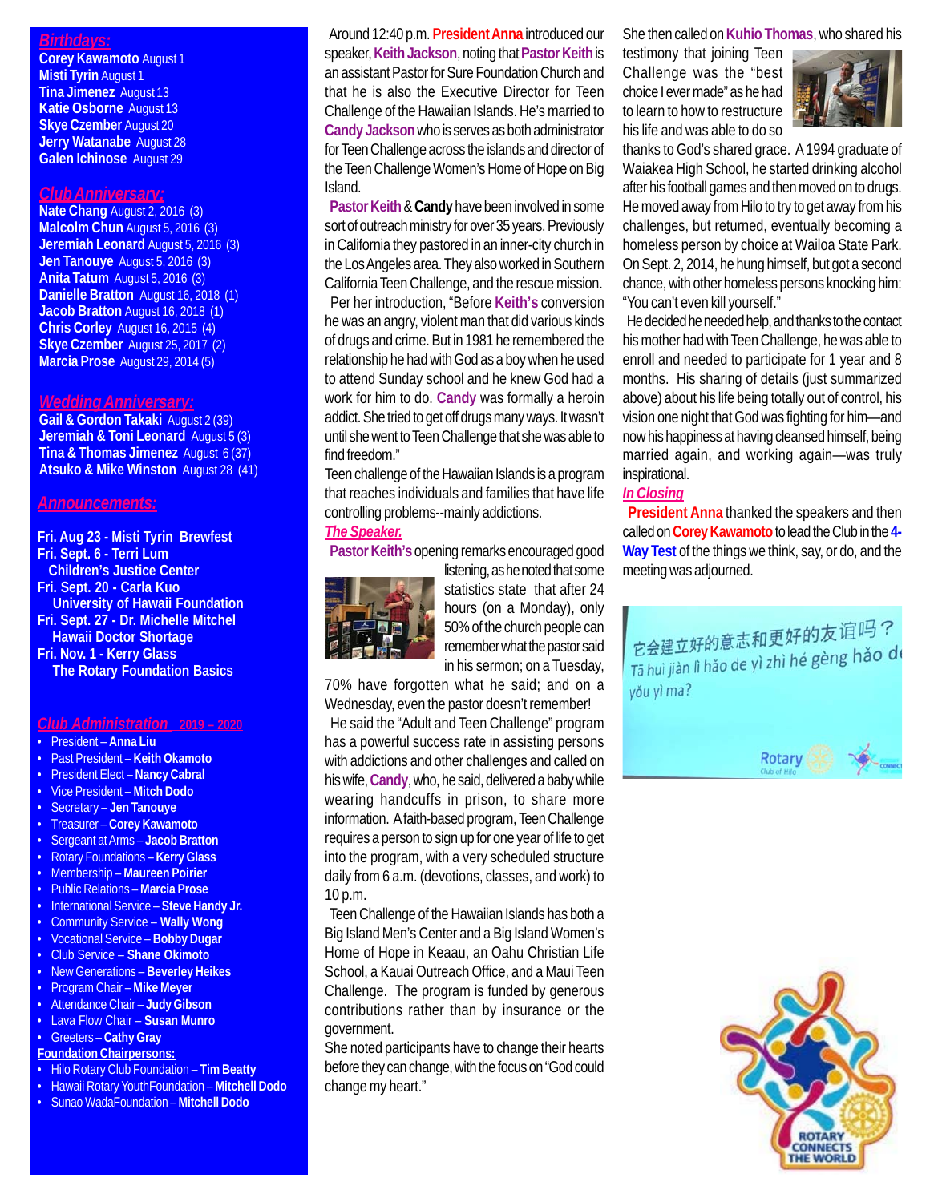## Birthdays:

**Corey Kawamoto** August 1
**Misti Tyrin** August 1
**Tina Jimenez** August 13
**Katie Osborne** August 13
**Skye Czember** August 20
**Jerry Watanabe** August 28
**Galen Ichinose** August 29

## Club Anniversary:

**Nate Chang** August 2, 2016 (3)
**Malcolm Chun** August 5, 2016 (3)
**Jeremiah Leonard** August 5, 2016 (3)
**Jen Tanouye** August 5, 2016 (3)
**Anita Tatum** August 5, 2016 (3)
**Danielle Bratton** August 16, 2018 (1)
**Jacob Bratton** August 16, 2018 (1)
**Chris Corley** August 16, 2015 (4)
**Skye Czember** August 25, 2017 (2)
**Marcia Prose** August 29, 2014 (5)

## Wedding Anniversary:

**Gail & Gordon Takaki** August 2 (39)
**Jeremiah & Toni Leonard** August 5 (3)
**Tina & Thomas Jimenez** August 6 (37)
**Atsuko & Mike Winston** August 28 (41)

## Announcements:

**Fri. Aug 23 - Misti Tyrin Brewfest**
**Fri. Sept. 6 - Terri Lum**
**Children's Justice Center**
**Fri. Sept. 20 - Carla Kuo**
**University of Hawaii Foundation**
**Fri. Sept. 27 - Dr. Michelle Mitchel**
**Hawaii Doctor Shortage**
**Fri. Nov. 1 - Kerry Glass**
**The Rotary Foundation Basics**

## Club Administration 2019 – 2020

- President – **Anna Liu**
- Past President – **Keith Okamoto**
- President Elect – **Nancy Cabral**
- Vice President – **Mitch Dodo**
- Secretary – **Jen Tanouye**
- Treasurer – **Corey Kawamoto**
- Sergeant at Arms – **Jacob Bratton**
- Rotary Foundations – **Kerry Glass**
- Membership – **Maureen Poirier**
- Public Relations – **Marcia Prose**
- International Service – **Steve Handy Jr.**
- Community Service – **Wally Wong**
- Vocational Service – **Bobby Dugar**
- Club Service – **Shane Okimoto**
- New Generations – **Beverley Heikes**
- Program Chair – **Mike Meyer**
- Attendance Chair – **Judy Gibson**
- Lava Flow Chair – **Susan Munro**
- Greeters – **Cathy Gray**

**Foundation Chairpersons:**

- Hilo Rotary Club Foundation – **Tim Beatty**
- Hawaii Rotary YouthFoundation – **Mitchell Dodo**
- Sunao WadaFoundation – **Mitchell Dodo**

Around 12:40 p.m. **President Anna** introduced our speaker, **Keith Jackson**, noting that **Pastor Keith** is an assistant Pastor for Sure Foundation Church and that he is also the Executive Director for Teen Challenge of the Hawaiian Islands. He's married to **Candy Jackson** who is serves as both administrator for Teen Challenge across the islands and director of the Teen Challenge Women's Home of Hope on Big Island.

**Pastor Keith** & **Candy** have been involved in some sort of outreach ministry for over 35 years. Previously in California they pastored in an inner-city church in the Los Angeles area. They also worked in Southern California Teen Challenge, and the rescue mission.

Per her introduction, "Before **Keith's** conversion he was an angry, violent man that did various kinds of drugs and crime. But in 1981 he remembered the relationship he had with God as a boy when he used to attend Sunday school and he knew God had a work for him to do. **Candy** was formally a heroin addict. She tried to get off drugs many ways. It wasn't until she went to Teen Challenge that she was able to find freedom."

Teen challenge of the Hawaiian Islands is a program that reaches individuals and families that have life controlling problems--mainly addictions.

## The Speaker.

**Pastor Keith's** opening remarks encouraged good listening, as he noted that some statistics state that after 24 hours (on a Monday), only 50% of the church people can remember what the pastor said in his sermon; on a Tuesday, 70% have forgotten what he said; and on a Wednesday, even the pastor doesn't remember!

He said the "Adult and Teen Challenge" program has a powerful success rate in assisting persons with addictions and other challenges and called on his wife, **Candy**, who, he said, delivered a baby while wearing handcuffs in prison, to share more information. A faith-based program, Teen Challenge requires a person to sign up for one year of life to get into the program, with a very scheduled structure daily from 6 a.m. (devotions, classes, and work) to 10 p.m.

Teen Challenge of the Hawaiian Islands has both a Big Island Men's Center and a Big Island Women's Home of Hope in Keaau, an Oahu Christian Life School, a Kauai Outreach Office, and a Maui Teen Challenge. The program is funded by generous contributions rather than by insurance or the government.

She noted participants have to change their hearts before they can change, with the focus on "God could change my heart."

She then called on **Kuhio Thomas**, who shared his testimony that joining Teen Challenge was the "best choice I ever made" as he had to learn to how to restructure his life and was able to do so thanks to God's shared grace. A 1994 graduate of Waiakea High School, he started drinking alcohol after his football games and then moved on to drugs. He moved away from Hilo to try to get away from his challenges, but returned, eventually becoming a homeless person by choice at Wailoa State Park. On Sept. 2, 2014, he hung himself, but got a second chance, with other homeless persons knocking him: "You can't even kill yourself."

He decided he needed help, and thanks to the contact his mother had with Teen Challenge, he was able to enroll and needed to participate for 1 year and 8 months. His sharing of details (just summarized above) about his life being totally out of control, his vision one night that God was fighting for him—and now his happiness at having cleansed himself, being married again, and working again—was truly inspirational.

## In Closing

**President Anna** thanked the speakers and then called on **Corey Kawamoto** to lead the Club in the **4-Way Test** of the things we think, say, or do, and the meeting was adjourned.